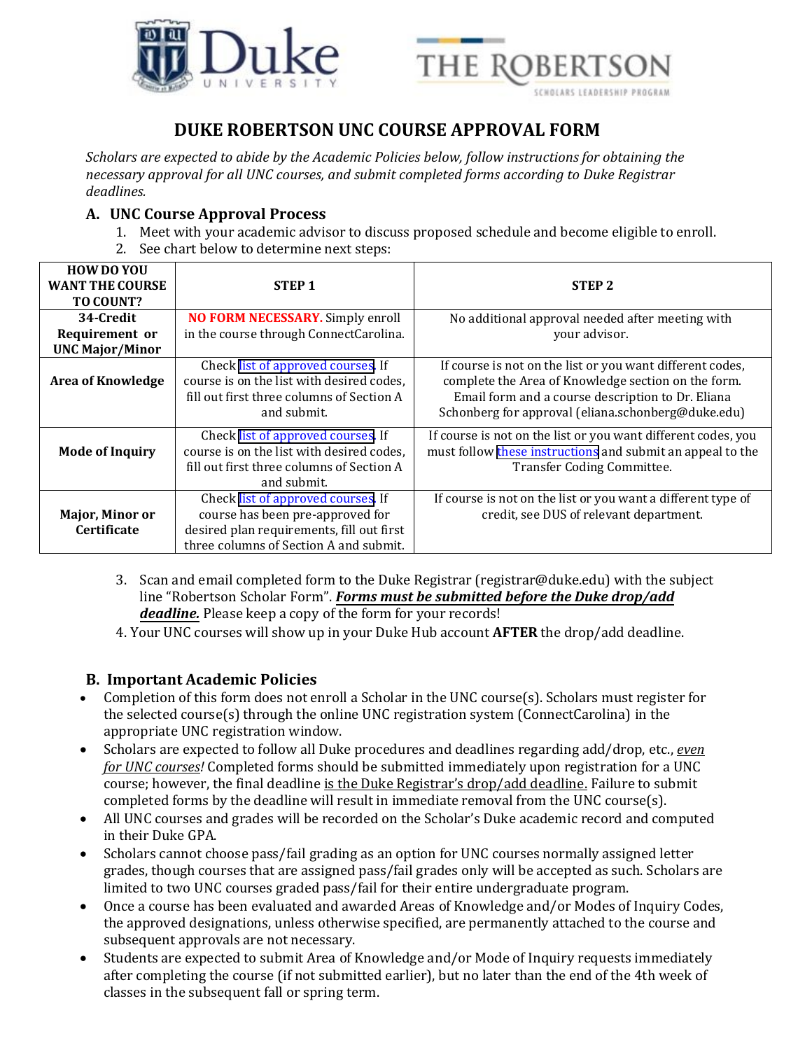# DUKE ROBERTSON UNC COURSE APPROVAL FORM

*Scholars are expected to abide by the Academic Policies below, follow instructions for obtaining the necessary approval for all UNC courses, and submit completed forms according to Duke Registrar deadlines.*

## A. UNC Course Approval Process

1. Meet with your academic advisor to discuss proposed schedule and become eligible to enroll.
2. See chart below to determine next steps:

| HOW DO YOU WANT THE COURSE TO COUNT? | STEP 1 | STEP 2 |
|---|---|---|
| **34-Credit Requirement or UNC Major/Minor** | **NO FORM NECESSARY.** Simply enroll in the course through ConnectCarolina. | No additional approval needed after meeting with your advisor. |
| **Area of Knowledge** | Check list of approved courses. If course is on the list with desired codes, fill out first three columns of Section A and submit. | If course is not on the list or you want different codes, complete the Area of Knowledge section on the form. Email form and a course description to Dr. Eliana Schonberg for approval (eliana.schonberg@duke.edu) |
| **Mode of Inquiry** | Check list of approved courses. If course is on the list with desired codes, fill out first three columns of Section A and submit. | If course is not on the list or you want different codes, you must follow these instructions and submit an appeal to the Transfer Coding Committee. |
| **Major, Minor or Certificate** | Check list of approved courses. If course has been pre-approved for desired plan requirements, fill out first three columns of Section A and submit. | If course is not on the list or you want a different type of credit, see DUS of relevant department. |

3. Scan and email completed form to the Duke Registrar (registrar@duke.edu) with the subject line "Robertson Scholar Form". ***Forms must be submitted before the Duke drop/add deadline.*** Please keep a copy of the form for your records!
4. Your UNC courses will show up in your Duke Hub account **AFTER** the drop/add deadline.

## B. Important Academic Policies

- Completion of this form does not enroll a Scholar in the UNC course(s). Scholars must register for the selected course(s) through the online UNC registration system (ConnectCarolina) in the appropriate UNC registration window.
- Scholars are expected to follow all Duke procedures and deadlines regarding add/drop, etc., *even for UNC courses!* Completed forms should be submitted immediately upon registration for a UNC course; however, the final deadline is the Duke Registrar's drop/add deadline. Failure to submit completed forms by the deadline will result in immediate removal from the UNC course(s).
- All UNC courses and grades will be recorded on the Scholar's Duke academic record and computed in their Duke GPA.
- Scholars cannot choose pass/fail grading as an option for UNC courses normally assigned letter grades, though courses that are assigned pass/fail grades only will be accepted as such. Scholars are limited to two UNC courses graded pass/fail for their entire undergraduate program.
- Once a course has been evaluated and awarded Areas of Knowledge and/or Modes of Inquiry Codes, the approved designations, unless otherwise specified, are permanently attached to the course and subsequent approvals are not necessary.
- Students are expected to submit Area of Knowledge and/or Mode of Inquiry requests immediately after completing the course (if not submitted earlier), but no later than the end of the 4th week of classes in the subsequent fall or spring term.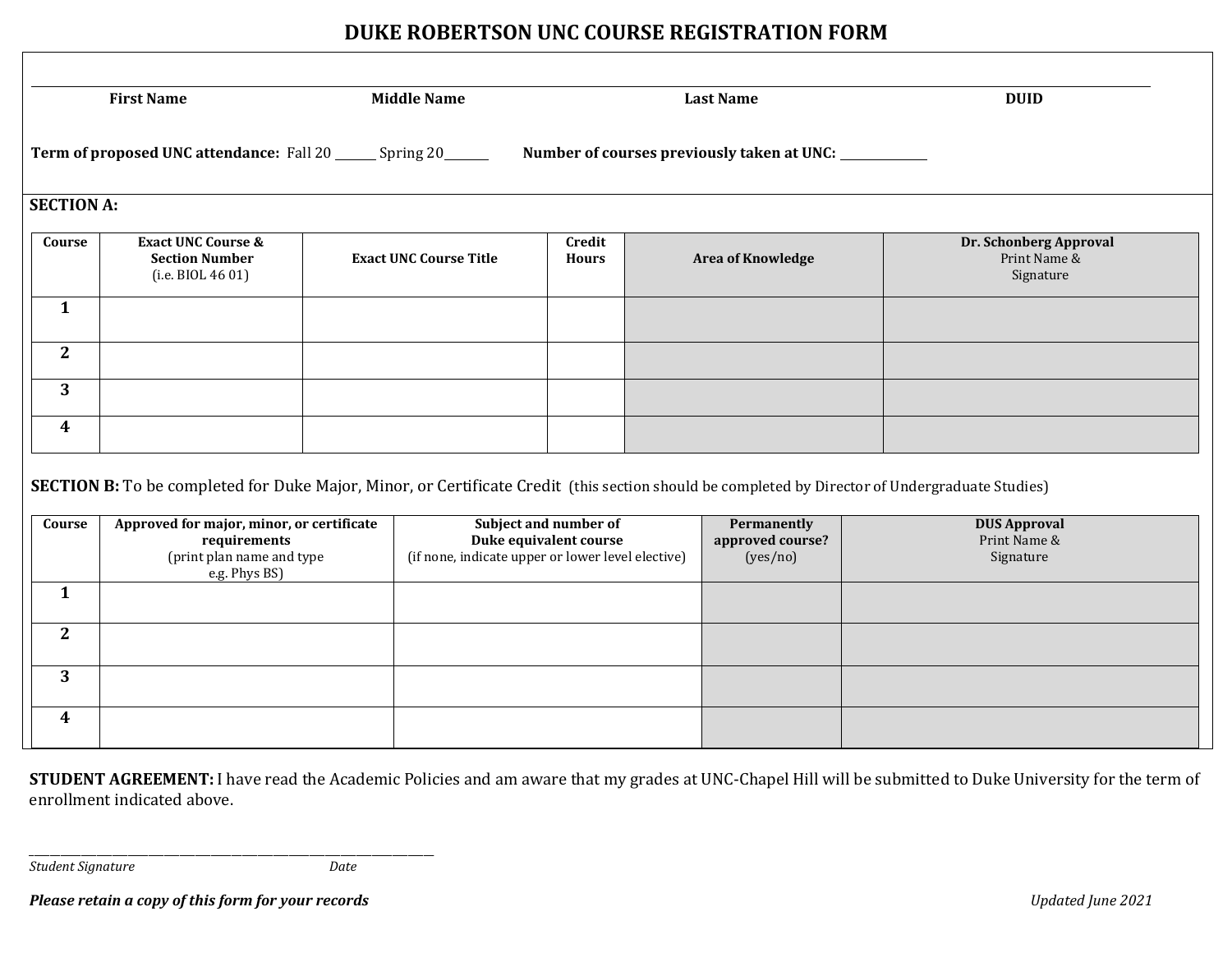# DUKE ROBERTSON UNC COURSE REGISTRATION FORM

**First Name** **Middle Name** **Last Name** **DUID**

**Term of proposed UNC attendance:** Fall 20 _______ Spring 20_______ **Number of courses previously taken at UNC:** ______________

**SECTION A:**

| **Course** | **Exact UNC Course & Section Number** (i.e. BIOL 46 01) | **Exact UNC Course Title** | **Credit Hours** | **Area of Knowledge** | **Dr. Schonberg Approval** Print Name & Signature |
|---|---|---|---|---|---|
| **1** | | | | | |
| **2** | | | | | |
| **3** | | | | | |
| **4** | | | | | |

**SECTION B:** To be completed for Duke Major, Minor, or Certificate Credit (this section should be completed by Director of Undergraduate Studies)

| **Course** | **Approved for major, minor, or certificate requirements** (print plan name and type e.g. Phys BS) | **Subject and number of Duke equivalent course** (if none, indicate upper or lower level elective) | **Permanently approved course?** (yes/no) | **DUS Approval** Print Name & Signature |
|---|---|---|---|---|
| **1** | | | | |
| **2** | | | | |
| **3** | | | | |
| **4** | | | | |

**STUDENT AGREEMENT:** I have read the Academic Policies and am aware that my grades at UNC-Chapel Hill will be submitted to Duke University for the term of enrollment indicated above.

_______________________________________________________________

*Student Signature* *Date*

***Please retain a copy of this form for your records***

*Updated June 2021*